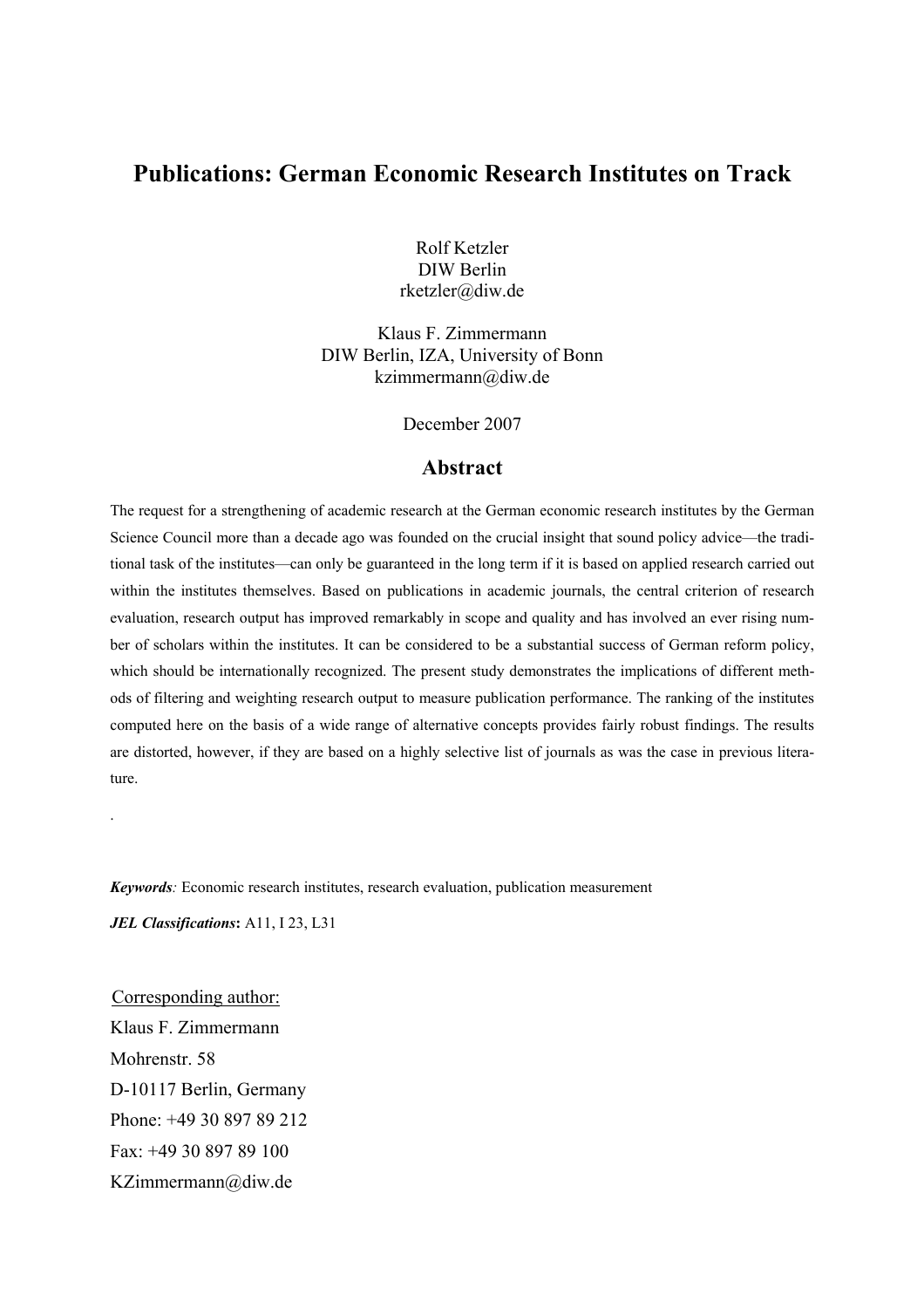# Publications: German Economic Research Institutes on Track

Rolf Ketzler
DIW Berlin
rketzler@diw.de

Klaus F. Zimmermann
DIW Berlin, IZA, University of Bonn
kzimmermann@diw.de

December 2007

## Abstract

The request for a strengthening of academic research at the German economic research institutes by the German Science Council more than a decade ago was founded on the crucial insight that sound policy advice—the traditional task of the institutes—can only be guaranteed in the long term if it is based on applied research carried out within the institutes themselves. Based on publications in academic journals, the central criterion of research evaluation, research output has improved remarkably in scope and quality and has involved an ever rising number of scholars within the institutes. It can be considered to be a substantial success of German reform policy, which should be internationally recognized. The present study demonstrates the implications of different methods of filtering and weighting research output to measure publication performance. The ranking of the institutes computed here on the basis of a wide range of alternative concepts provides fairly robust findings. The results are distorted, however, if they are based on a highly selective list of journals as was the case in previous literature.

.

***Keywords**:* Economic research institutes, research evaluation, publication measurement

***JEL Classifications*:** A11, I 23, L31

Corresponding author:
Klaus F. Zimmermann
Mohrenstr. 58
D-10117 Berlin, Germany
Phone: +49 30 897 89 212
Fax: +49 30 897 89 100
KZimmermann@diw.de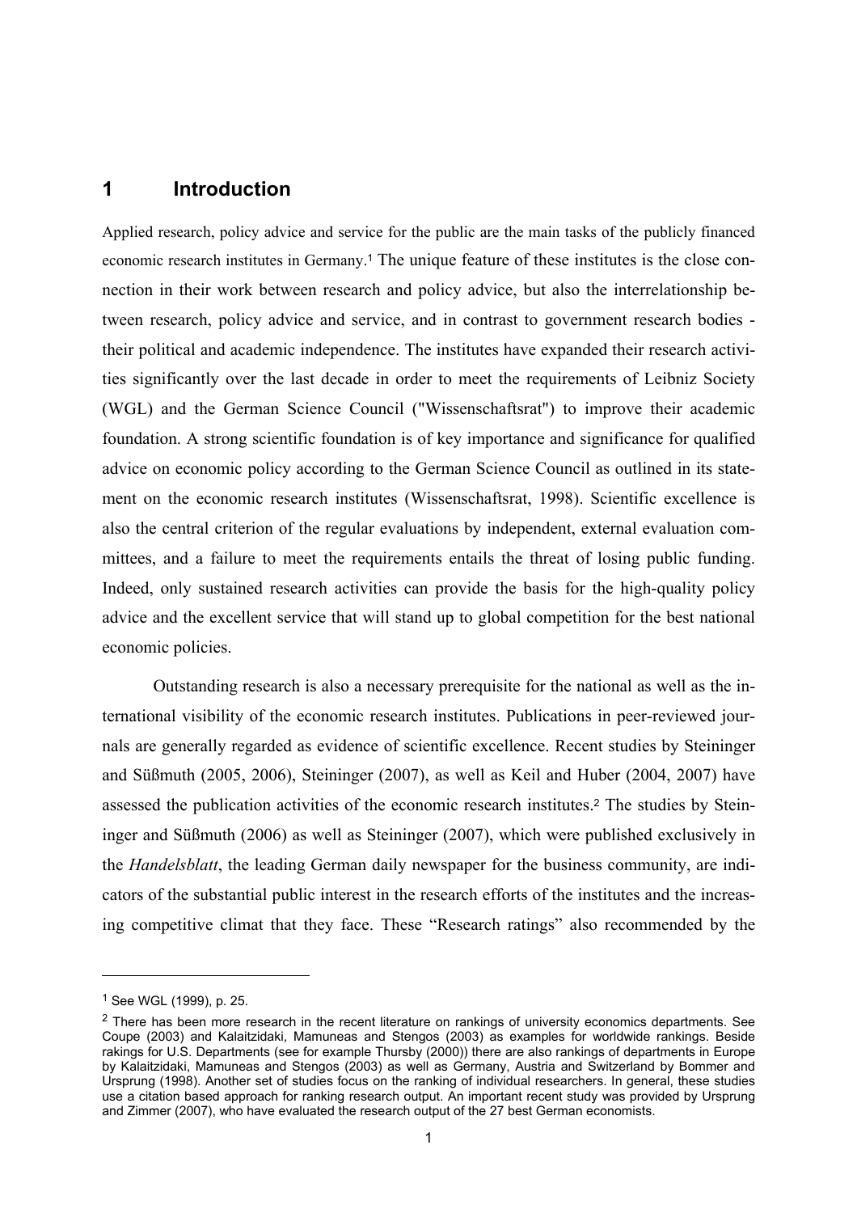# 1 Introduction

Applied research, policy advice and service for the public are the main tasks of the publicly financed economic research institutes in Germany.[1] The unique feature of these institutes is the close connection in their work between research and policy advice, but also the interrelationship between research, policy advice and service, and in contrast to government research bodies - their political and academic independence. The institutes have expanded their research activities significantly over the last decade in order to meet the requirements of Leibniz Society (WGL) and the German Science Council ("Wissenschaftsrat") to improve their academic foundation. A strong scientific foundation is of key importance and significance for qualified advice on economic policy according to the German Science Council as outlined in its statement on the economic research institutes (Wissenschaftsrat, 1998). Scientific excellence is also the central criterion of the regular evaluations by independent, external evaluation committees, and a failure to meet the requirements entails the threat of losing public funding. Indeed, only sustained research activities can provide the basis for the high-quality policy advice and the excellent service that will stand up to global competition for the best national economic policies.

Outstanding research is also a necessary prerequisite for the national as well as the international visibility of the economic research institutes. Publications in peer-reviewed journals are generally regarded as evidence of scientific excellence. Recent studies by Steininger and Süßmuth (2005, 2006), Steininger (2007), as well as Keil and Huber (2004, 2007) have assessed the publication activities of the economic research institutes.[2] The studies by Steininger and Süßmuth (2006) as well as Steininger (2007), which were published exclusively in the *Handelsblatt*, the leading German daily newspaper for the business community, are indicators of the substantial public interest in the research efforts of the institutes and the increasing competitive climat that they face. These "Research ratings" also recommended by the

---

[1] See WGL (1999), p. 25.

[2] There has been more research in the recent literature on rankings of university economics departments. See Coupe (2003) and Kalaitzidaki, Mamuneas and Stengos (2003) as examples for worldwide rankings. Beside rakings for U.S. Departments (see for example Thursby (2000)) there are also rankings of departments in Europe by Kalaitzidaki, Mamuneas and Stengos (2003) as well as Germany, Austria and Switzerland by Bommer and Ursprung (1998). Another set of studies focus on the ranking of individual researchers. In general, these studies use a citation based approach for ranking research output. An important recent study was provided by Ursprung and Zimmer (2007), who have evaluated the research output of the 27 best German economists.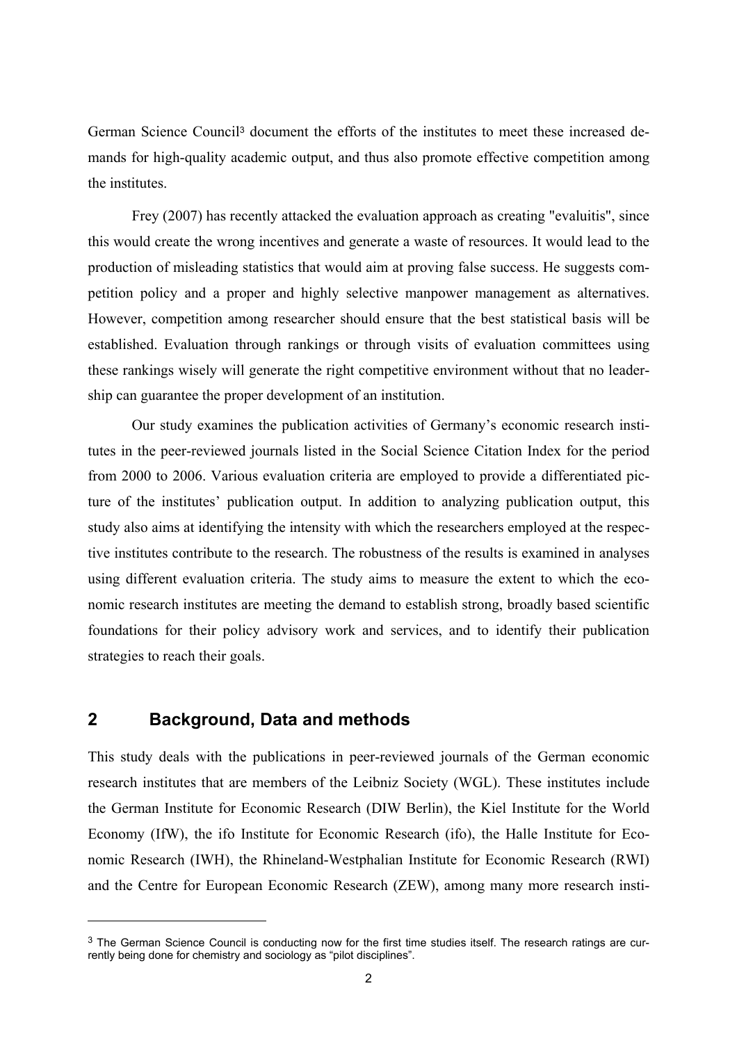German Science Council[3] document the efforts of the institutes to meet these increased demands for high-quality academic output, and thus also promote effective competition among the institutes.

Frey (2007) has recently attacked the evaluation approach as creating "evaluitis", since this would create the wrong incentives and generate a waste of resources. It would lead to the production of misleading statistics that would aim at proving false success. He suggests competition policy and a proper and highly selective manpower management as alternatives. However, competition among researcher should ensure that the best statistical basis will be established. Evaluation through rankings or through visits of evaluation committees using these rankings wisely will generate the right competitive environment without that no leadership can guarantee the proper development of an institution.

Our study examines the publication activities of Germany's economic research institutes in the peer-reviewed journals listed in the Social Science Citation Index for the period from 2000 to 2006. Various evaluation criteria are employed to provide a differentiated picture of the institutes' publication output. In addition to analyzing publication output, this study also aims at identifying the intensity with which the researchers employed at the respective institutes contribute to the research. The robustness of the results is examined in analyses using different evaluation criteria. The study aims to measure the extent to which the economic research institutes are meeting the demand to establish strong, broadly based scientific foundations for their policy advisory work and services, and to identify their publication strategies to reach their goals.

## 2 Background, Data and methods

This study deals with the publications in peer-reviewed journals of the German economic research institutes that are members of the Leibniz Society (WGL). These institutes include the German Institute for Economic Research (DIW Berlin), the Kiel Institute for the World Economy (IfW), the ifo Institute for Economic Research (ifo), the Halle Institute for Economic Research (IWH), the Rhineland-Westphalian Institute for Economic Research (RWI) and the Centre for European Economic Research (ZEW), among many more research insti-

[3] The German Science Council is conducting now for the first time studies itself. The research ratings are currently being done for chemistry and sociology as "pilot disciplines".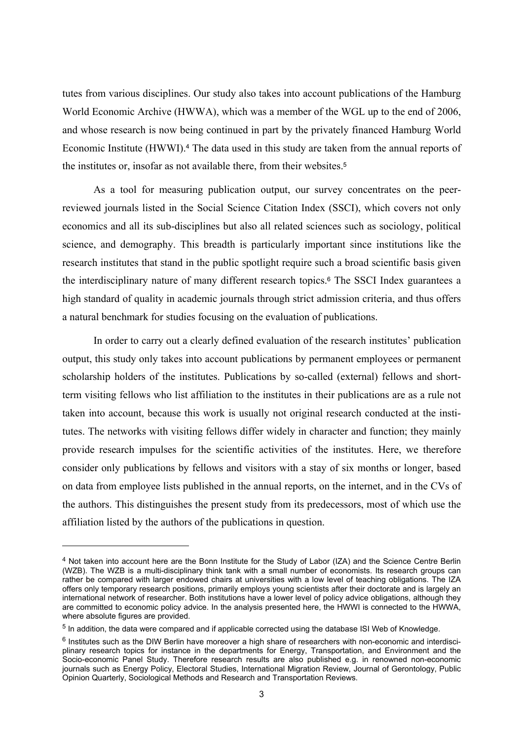tutes from various disciplines. Our study also takes into account publications of the Hamburg World Economic Archive (HWWA), which was a member of the WGL up to the end of 2006, and whose research is now being continued in part by the privately financed Hamburg World Economic Institute (HWWI).[4] The data used in this study are taken from the annual reports of the institutes or, insofar as not available there, from their websites.[5]

As a tool for measuring publication output, our survey concentrates on the peer-reviewed journals listed in the Social Science Citation Index (SSCI), which covers not only economics and all its sub-disciplines but also all related sciences such as sociology, political science, and demography. This breadth is particularly important since institutions like the research institutes that stand in the public spotlight require such a broad scientific basis given the interdisciplinary nature of many different research topics.[6] The SSCI Index guarantees a high standard of quality in academic journals through strict admission criteria, and thus offers a natural benchmark for studies focusing on the evaluation of publications.

In order to carry out a clearly defined evaluation of the research institutes' publication output, this study only takes into account publications by permanent employees or permanent scholarship holders of the institutes. Publications by so-called (external) fellows and short-term visiting fellows who list affiliation to the institutes in their publications are as a rule not taken into account, because this work is usually not original research conducted at the institutes. The networks with visiting fellows differ widely in character and function; they mainly provide research impulses for the scientific activities of the institutes. Here, we therefore consider only publications by fellows and visitors with a stay of six months or longer, based on data from employee lists published in the annual reports, on the internet, and in the CVs of the authors. This distinguishes the present study from its predecessors, most of which use the affiliation listed by the authors of the publications in question.

---

[4] Not taken into account here are the Bonn Institute for the Study of Labor (IZA) and the Science Centre Berlin (WZB). The WZB is a multi-disciplinary think tank with a small number of economists. Its research groups can rather be compared with larger endowed chairs at universities with a low level of teaching obligations. The IZA offers only temporary research positions, primarily employs young scientists after their doctorate and is largely an international network of researcher. Both institutions have a lower level of policy advice obligations, although they are committed to economic policy advice. In the analysis presented here, the HWWI is connected to the HWWA, where absolute figures are provided.

[5] In addition, the data were compared and if applicable corrected using the database ISI Web of Knowledge.

[6] Institutes such as the DIW Berlin have moreover a high share of researchers with non-economic and interdisciplinary research topics for instance in the departments for Energy, Transportation, and Environment and the Socio-economic Panel Study. Therefore research results are also published e.g. in renowned non-economic journals such as Energy Policy, Electoral Studies, International Migration Review, Journal of Gerontology, Public Opinion Quarterly, Sociological Methods and Research and Transportation Reviews.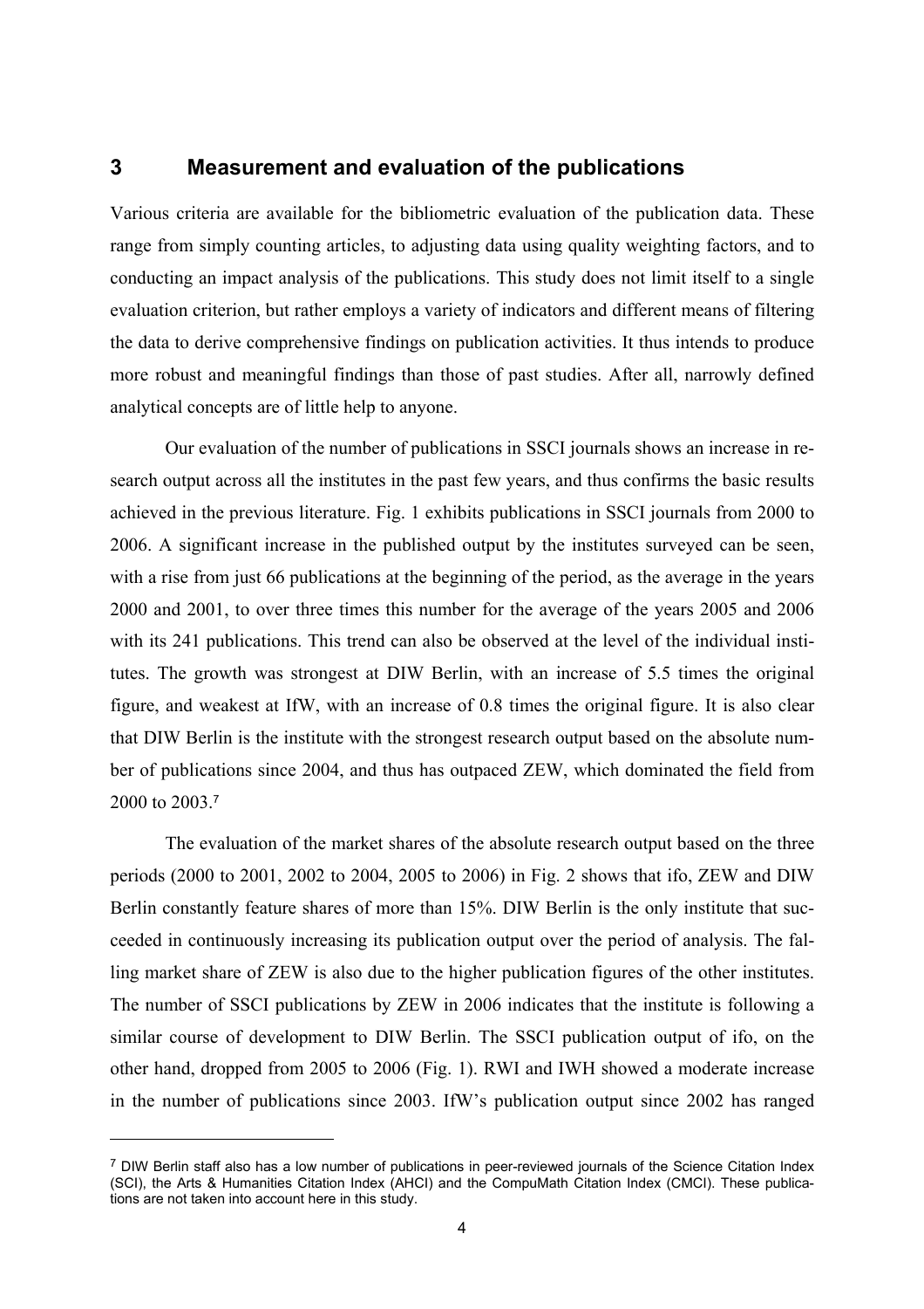## 3 Measurement and evaluation of the publications

Various criteria are available for the bibliometric evaluation of the publication data. These range from simply counting articles, to adjusting data using quality weighting factors, and to conducting an impact analysis of the publications. This study does not limit itself to a single evaluation criterion, but rather employs a variety of indicators and different means of filtering the data to derive comprehensive findings on publication activities. It thus intends to produce more robust and meaningful findings than those of past studies. After all, narrowly defined analytical concepts are of little help to anyone.

Our evaluation of the number of publications in SSCI journals shows an increase in research output across all the institutes in the past few years, and thus confirms the basic results achieved in the previous literature. Fig. 1 exhibits publications in SSCI journals from 2000 to 2006. A significant increase in the published output by the institutes surveyed can be seen, with a rise from just 66 publications at the beginning of the period, as the average in the years 2000 and 2001, to over three times this number for the average of the years 2005 and 2006 with its 241 publications. This trend can also be observed at the level of the individual institutes. The growth was strongest at DIW Berlin, with an increase of 5.5 times the original figure, and weakest at IfW, with an increase of 0.8 times the original figure. It is also clear that DIW Berlin is the institute with the strongest research output based on the absolute number of publications since 2004, and thus has outpaced ZEW, which dominated the field from 2000 to 2003.[7]

The evaluation of the market shares of the absolute research output based on the three periods (2000 to 2001, 2002 to 2004, 2005 to 2006) in Fig. 2 shows that ifo, ZEW and DIW Berlin constantly feature shares of more than 15%. DIW Berlin is the only institute that succeeded in continuously increasing its publication output over the period of analysis. The falling market share of ZEW is also due to the higher publication figures of the other institutes. The number of SSCI publications by ZEW in 2006 indicates that the institute is following a similar course of development to DIW Berlin. The SSCI publication output of ifo, on the other hand, dropped from 2005 to 2006 (Fig. 1). RWI and IWH showed a moderate increase in the number of publications since 2003. IfW's publication output since 2002 has ranged

[7] DIW Berlin staff also has a low number of publications in peer-reviewed journals of the Science Citation Index (SCI), the Arts & Humanities Citation Index (AHCI) and the CompuMath Citation Index (CMCI). These publications are not taken into account here in this study.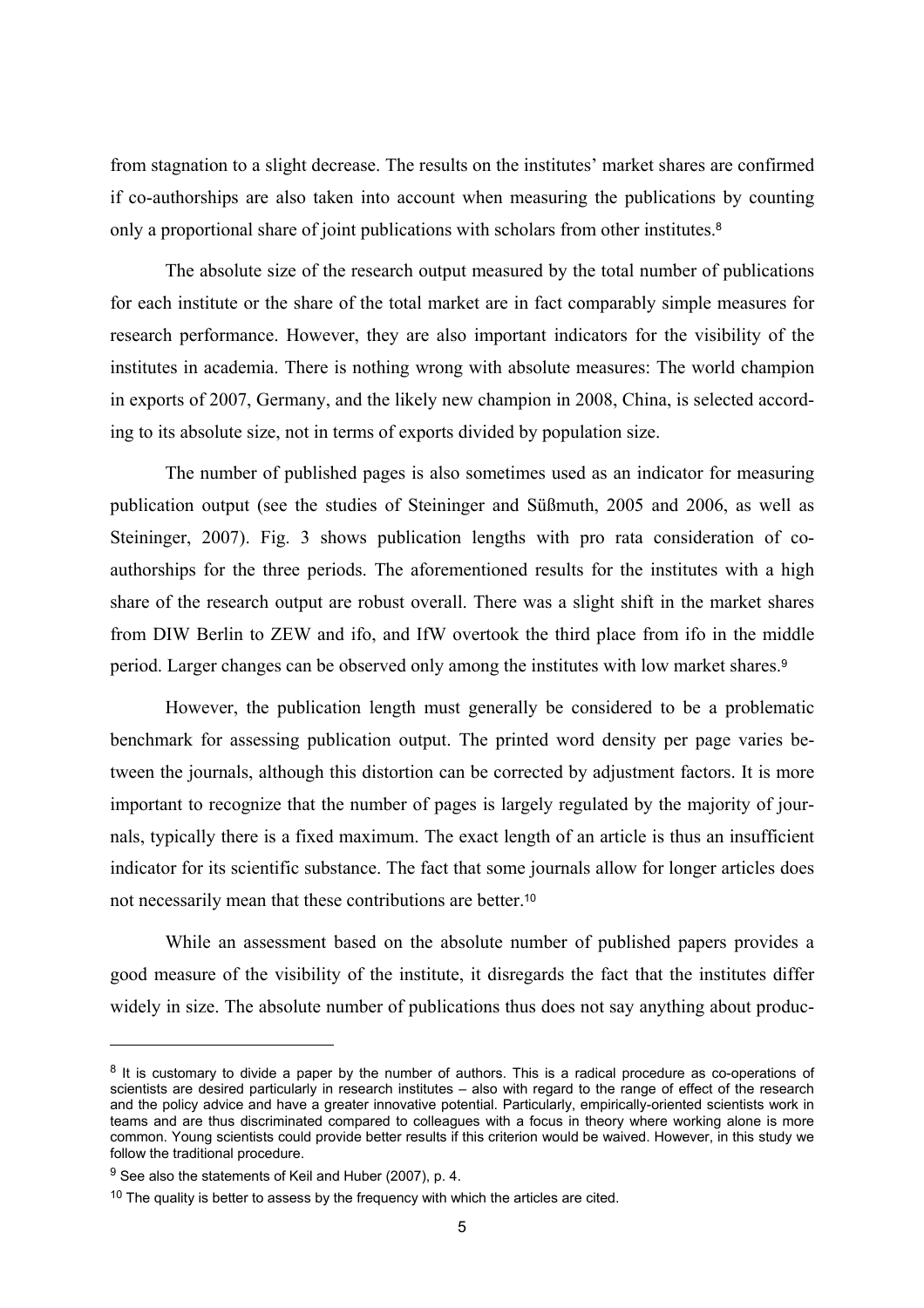from stagnation to a slight decrease. The results on the institutes' market shares are confirmed if co-authorships are also taken into account when measuring the publications by counting only a proportional share of joint publications with scholars from other institutes.[8]

The absolute size of the research output measured by the total number of publications for each institute or the share of the total market are in fact comparably simple measures for research performance. However, they are also important indicators for the visibility of the institutes in academia. There is nothing wrong with absolute measures: The world champion in exports of 2007, Germany, and the likely new champion in 2008, China, is selected according to its absolute size, not in terms of exports divided by population size.

The number of published pages is also sometimes used as an indicator for measuring publication output (see the studies of Steininger and Süßmuth, 2005 and 2006, as well as Steininger, 2007). Fig. 3 shows publication lengths with pro rata consideration of co-authorships for the three periods. The aforementioned results for the institutes with a high share of the research output are robust overall. There was a slight shift in the market shares from DIW Berlin to ZEW and ifo, and IfW overtook the third place from ifo in the middle period. Larger changes can be observed only among the institutes with low market shares.[9]

However, the publication length must generally be considered to be a problematic benchmark for assessing publication output. The printed word density per page varies between the journals, although this distortion can be corrected by adjustment factors. It is more important to recognize that the number of pages is largely regulated by the majority of journals, typically there is a fixed maximum. The exact length of an article is thus an insufficient indicator for its scientific substance. The fact that some journals allow for longer articles does not necessarily mean that these contributions are better.[10]

While an assessment based on the absolute number of published papers provides a good measure of the visibility of the institute, it disregards the fact that the institutes differ widely in size. The absolute number of publications thus does not say anything about produc-

---

[8] It is customary to divide a paper by the number of authors. This is a radical procedure as co-operations of scientists are desired particularly in research institutes – also with regard to the range of effect of the research and the policy advice and have a greater innovative potential. Particularly, empirically-oriented scientists work in teams and are thus discriminated compared to colleagues with a focus in theory where working alone is more common. Young scientists could provide better results if this criterion would be waived. However, in this study we follow the traditional procedure.

[9] See also the statements of Keil and Huber (2007), p. 4.

[10] The quality is better to assess by the frequency with which the articles are cited.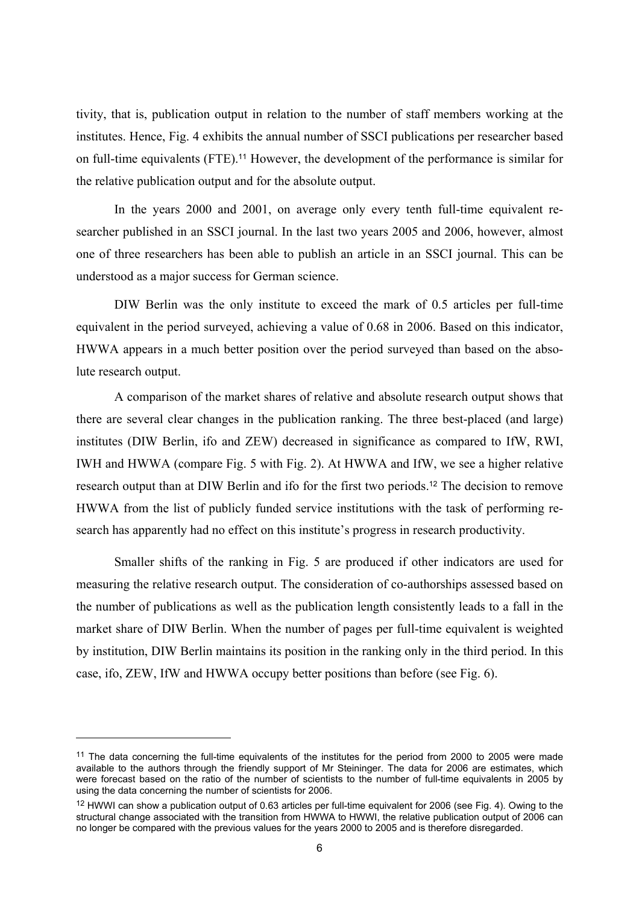tivity, that is, publication output in relation to the number of staff members working at the institutes. Hence, Fig. 4 exhibits the annual number of SSCI publications per researcher based on full-time equivalents (FTE).[11] However, the development of the performance is similar for the relative publication output and for the absolute output.

In the years 2000 and 2001, on average only every tenth full-time equivalent researcher published in an SSCI journal. In the last two years 2005 and 2006, however, almost one of three researchers has been able to publish an article in an SSCI journal. This can be understood as a major success for German science.

DIW Berlin was the only institute to exceed the mark of 0.5 articles per full-time equivalent in the period surveyed, achieving a value of 0.68 in 2006. Based on this indicator, HWWA appears in a much better position over the period surveyed than based on the absolute research output.

A comparison of the market shares of relative and absolute research output shows that there are several clear changes in the publication ranking. The three best-placed (and large) institutes (DIW Berlin, ifo and ZEW) decreased in significance as compared to IfW, RWI, IWH and HWWA (compare Fig. 5 with Fig. 2). At HWWA and IfW, we see a higher relative research output than at DIW Berlin and ifo for the first two periods.[12] The decision to remove HWWA from the list of publicly funded service institutions with the task of performing research has apparently had no effect on this institute's progress in research productivity.

Smaller shifts of the ranking in Fig. 5 are produced if other indicators are used for measuring the relative research output. The consideration of co-authorships assessed based on the number of publications as well as the publication length consistently leads to a fall in the market share of DIW Berlin. When the number of pages per full-time equivalent is weighted by institution, DIW Berlin maintains its position in the ranking only in the third period. In this case, ifo, ZEW, IfW and HWWA occupy better positions than before (see Fig. 6).

---

[11] The data concerning the full-time equivalents of the institutes for the period from 2000 to 2005 were made available to the authors through the friendly support of Mr Steininger. The data for 2006 are estimates, which were forecast based on the ratio of the number of scientists to the number of full-time equivalents in 2005 by using the data concerning the number of scientists for 2006.

[12] HWWI can show a publication output of 0.63 articles per full-time equivalent for 2006 (see Fig. 4). Owing to the structural change associated with the transition from HWWA to HWWI, the relative publication output of 2006 can no longer be compared with the previous values for the years 2000 to 2005 and is therefore disregarded.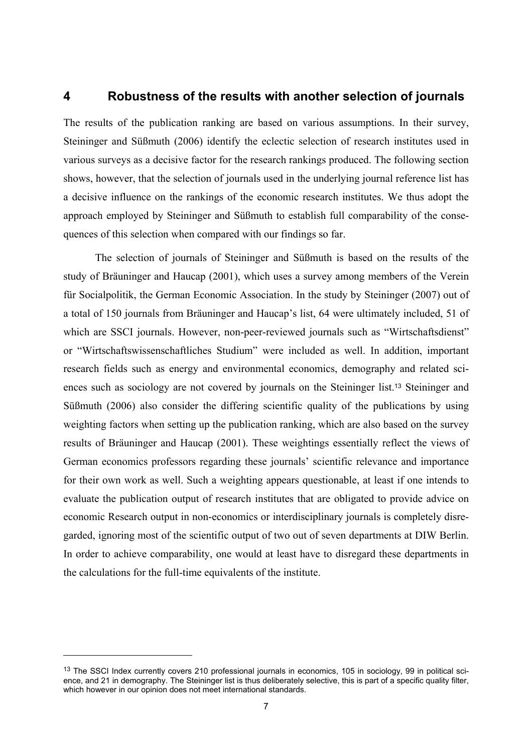# 4 Robustness of the results with another selection of journals

The results of the publication ranking are based on various assumptions. In their survey, Steininger and Süßmuth (2006) identify the eclectic selection of research institutes used in various surveys as a decisive factor for the research rankings produced. The following section shows, however, that the selection of journals used in the underlying journal reference list has a decisive influence on the rankings of the economic research institutes. We thus adopt the approach employed by Steininger and Süßmuth to establish full comparability of the consequences of this selection when compared with our findings so far.

The selection of journals of Steininger and Süßmuth is based on the results of the study of Bräuninger and Haucap (2001), which uses a survey among members of the Verein für Socialpolitik, the German Economic Association. In the study by Steininger (2007) out of a total of 150 journals from Bräuninger and Haucap's list, 64 were ultimately included, 51 of which are SSCI journals. However, non-peer-reviewed journals such as "Wirtschaftsdienst" or "Wirtschaftswissenschaftliches Studium" were included as well. In addition, important research fields such as energy and environmental economics, demography and related sciences such as sociology are not covered by journals on the Steininger list.[13] Steininger and Süßmuth (2006) also consider the differing scientific quality of the publications by using weighting factors when setting up the publication ranking, which are also based on the survey results of Bräuninger and Haucap (2001). These weightings essentially reflect the views of German economics professors regarding these journals' scientific relevance and importance for their own work as well. Such a weighting appears questionable, at least if one intends to evaluate the publication output of research institutes that are obligated to provide advice on economic Research output in non-economics or interdisciplinary journals is completely disregarded, ignoring most of the scientific output of two out of seven departments at DIW Berlin. In order to achieve comparability, one would at least have to disregard these departments in the calculations for the full-time equivalents of the institute.

---

[13] The SSCI Index currently covers 210 professional journals in economics, 105 in sociology, 99 in political science, and 21 in demography. The Steininger list is thus deliberately selective, this is part of a specific quality filter, which however in our opinion does not meet international standards.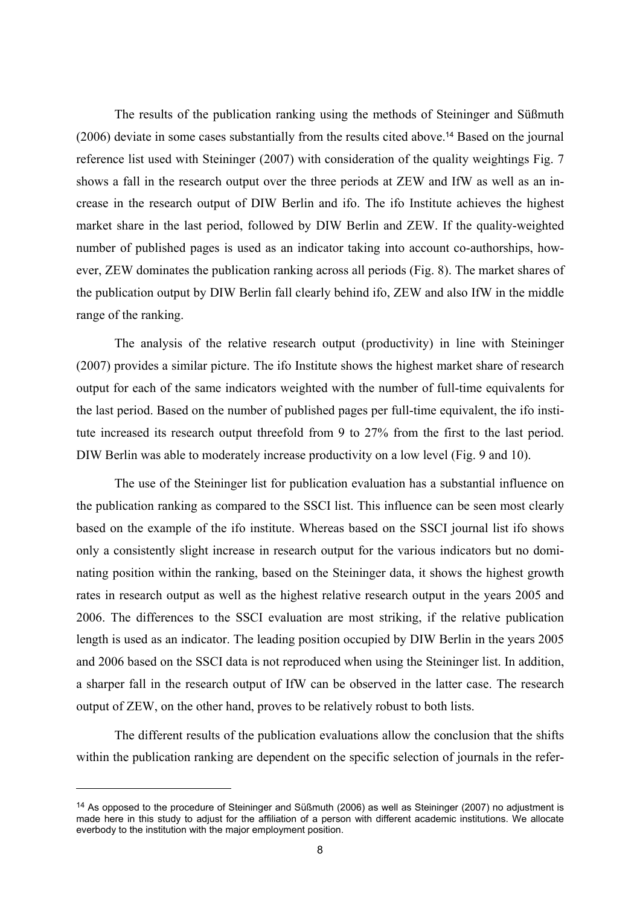The results of the publication ranking using the methods of Steininger and Süßmuth (2006) deviate in some cases substantially from the results cited above.[14] Based on the journal reference list used with Steininger (2007) with consideration of the quality weightings Fig. 7 shows a fall in the research output over the three periods at ZEW and IfW as well as an increase in the research output of DIW Berlin and ifo. The ifo Institute achieves the highest market share in the last period, followed by DIW Berlin and ZEW. If the quality-weighted number of published pages is used as an indicator taking into account co-authorships, however, ZEW dominates the publication ranking across all periods (Fig. 8). The market shares of the publication output by DIW Berlin fall clearly behind ifo, ZEW and also IfW in the middle range of the ranking.

The analysis of the relative research output (productivity) in line with Steininger (2007) provides a similar picture. The ifo Institute shows the highest market share of research output for each of the same indicators weighted with the number of full-time equivalents for the last period. Based on the number of published pages per full-time equivalent, the ifo institute increased its research output threefold from 9 to 27% from the first to the last period. DIW Berlin was able to moderately increase productivity on a low level (Fig. 9 and 10).

The use of the Steininger list for publication evaluation has a substantial influence on the publication ranking as compared to the SSCI list. This influence can be seen most clearly based on the example of the ifo institute. Whereas based on the SSCI journal list ifo shows only a consistently slight increase in research output for the various indicators but no dominating position within the ranking, based on the Steininger data, it shows the highest growth rates in research output as well as the highest relative research output in the years 2005 and 2006. The differences to the SSCI evaluation are most striking, if the relative publication length is used as an indicator. The leading position occupied by DIW Berlin in the years 2005 and 2006 based on the SSCI data is not reproduced when using the Steininger list. In addition, a sharper fall in the research output of IfW can be observed in the latter case. The research output of ZEW, on the other hand, proves to be relatively robust to both lists.

The different results of the publication evaluations allow the conclusion that the shifts within the publication ranking are dependent on the specific selection of journals in the refer-

---

[14] As opposed to the procedure of Steininger and Süßmuth (2006) as well as Steininger (2007) no adjustment is made here in this study to adjust for the affiliation of a person with different academic institutions. We allocate everbody to the institution with the major employment position.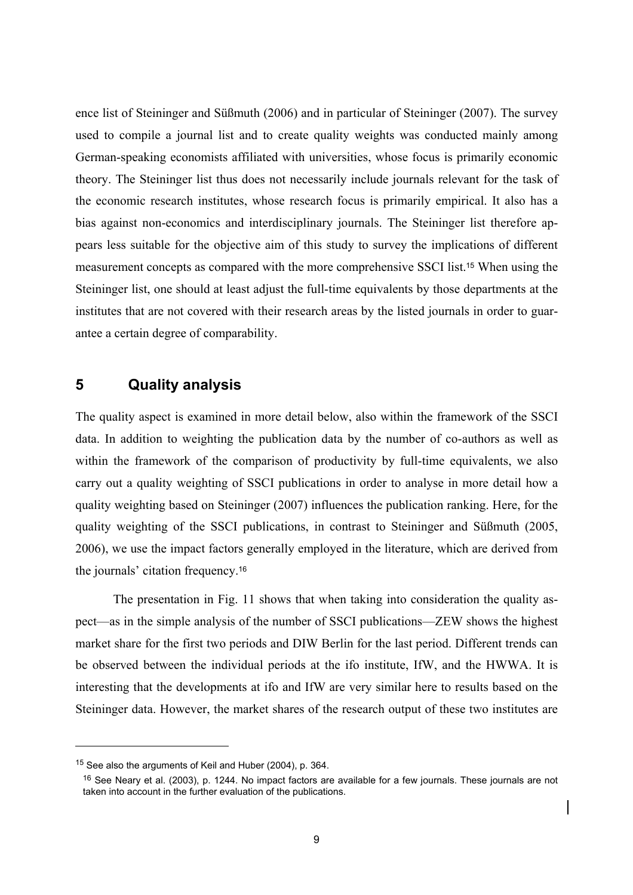ence list of Steininger and Süßmuth (2006) and in particular of Steininger (2007). The survey used to compile a journal list and to create quality weights was conducted mainly among German-speaking economists affiliated with universities, whose focus is primarily economic theory. The Steininger list thus does not necessarily include journals relevant for the task of the economic research institutes, whose research focus is primarily empirical. It also has a bias against non-economics and interdisciplinary journals. The Steininger list therefore appears less suitable for the objective aim of this study to survey the implications of different measurement concepts as compared with the more comprehensive SSCI list.[15] When using the Steininger list, one should at least adjust the full-time equivalents by those departments at the institutes that are not covered with their research areas by the listed journals in order to guarantee a certain degree of comparability.

## 5 Quality analysis

The quality aspect is examined in more detail below, also within the framework of the SSCI data. In addition to weighting the publication data by the number of co-authors as well as within the framework of the comparison of productivity by full-time equivalents, we also carry out a quality weighting of SSCI publications in order to analyse in more detail how a quality weighting based on Steininger (2007) influences the publication ranking. Here, for the quality weighting of the SSCI publications, in contrast to Steininger and Süßmuth (2005, 2006), we use the impact factors generally employed in the literature, which are derived from the journals' citation frequency.[16]

The presentation in Fig. 11 shows that when taking into consideration the quality aspect—as in the simple analysis of the number of SSCI publications—ZEW shows the highest market share for the first two periods and DIW Berlin for the last period. Different trends can be observed between the individual periods at the ifo institute, IfW, and the HWWA. It is interesting that the developments at ifo and IfW are very similar here to results based on the Steininger data. However, the market shares of the research output of these two institutes are

---

[15] See also the arguments of Keil and Huber (2004), p. 364.

[16] See Neary et al. (2003), p. 1244. No impact factors are available for a few journals. These journals are not taken into account in the further evaluation of the publications.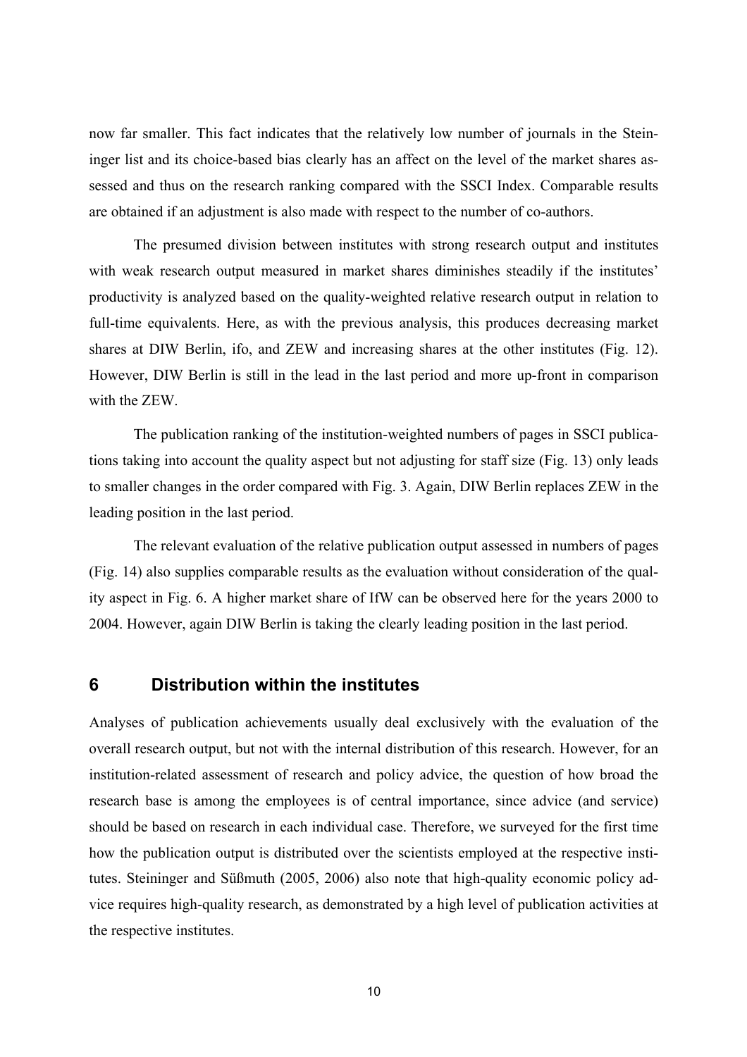now far smaller. This fact indicates that the relatively low number of journals in the Steininger list and its choice-based bias clearly has an affect on the level of the market shares assessed and thus on the research ranking compared with the SSCI Index. Comparable results are obtained if an adjustment is also made with respect to the number of co-authors.

The presumed division between institutes with strong research output and institutes with weak research output measured in market shares diminishes steadily if the institutes' productivity is analyzed based on the quality-weighted relative research output in relation to full-time equivalents. Here, as with the previous analysis, this produces decreasing market shares at DIW Berlin, ifo, and ZEW and increasing shares at the other institutes (Fig. 12). However, DIW Berlin is still in the lead in the last period and more up-front in comparison with the ZEW.

The publication ranking of the institution-weighted numbers of pages in SSCI publications taking into account the quality aspect but not adjusting for staff size (Fig. 13) only leads to smaller changes in the order compared with Fig. 3. Again, DIW Berlin replaces ZEW in the leading position in the last period.

The relevant evaluation of the relative publication output assessed in numbers of pages (Fig. 14) also supplies comparable results as the evaluation without consideration of the quality aspect in Fig. 6. A higher market share of IfW can be observed here for the years 2000 to 2004. However, again DIW Berlin is taking the clearly leading position in the last period.

## 6 Distribution within the institutes

Analyses of publication achievements usually deal exclusively with the evaluation of the overall research output, but not with the internal distribution of this research. However, for an institution-related assessment of research and policy advice, the question of how broad the research base is among the employees is of central importance, since advice (and service) should be based on research in each individual case. Therefore, we surveyed for the first time how the publication output is distributed over the scientists employed at the respective institutes. Steininger and Süßmuth (2005, 2006) also note that high-quality economic policy advice requires high-quality research, as demonstrated by a high level of publication activities at the respective institutes.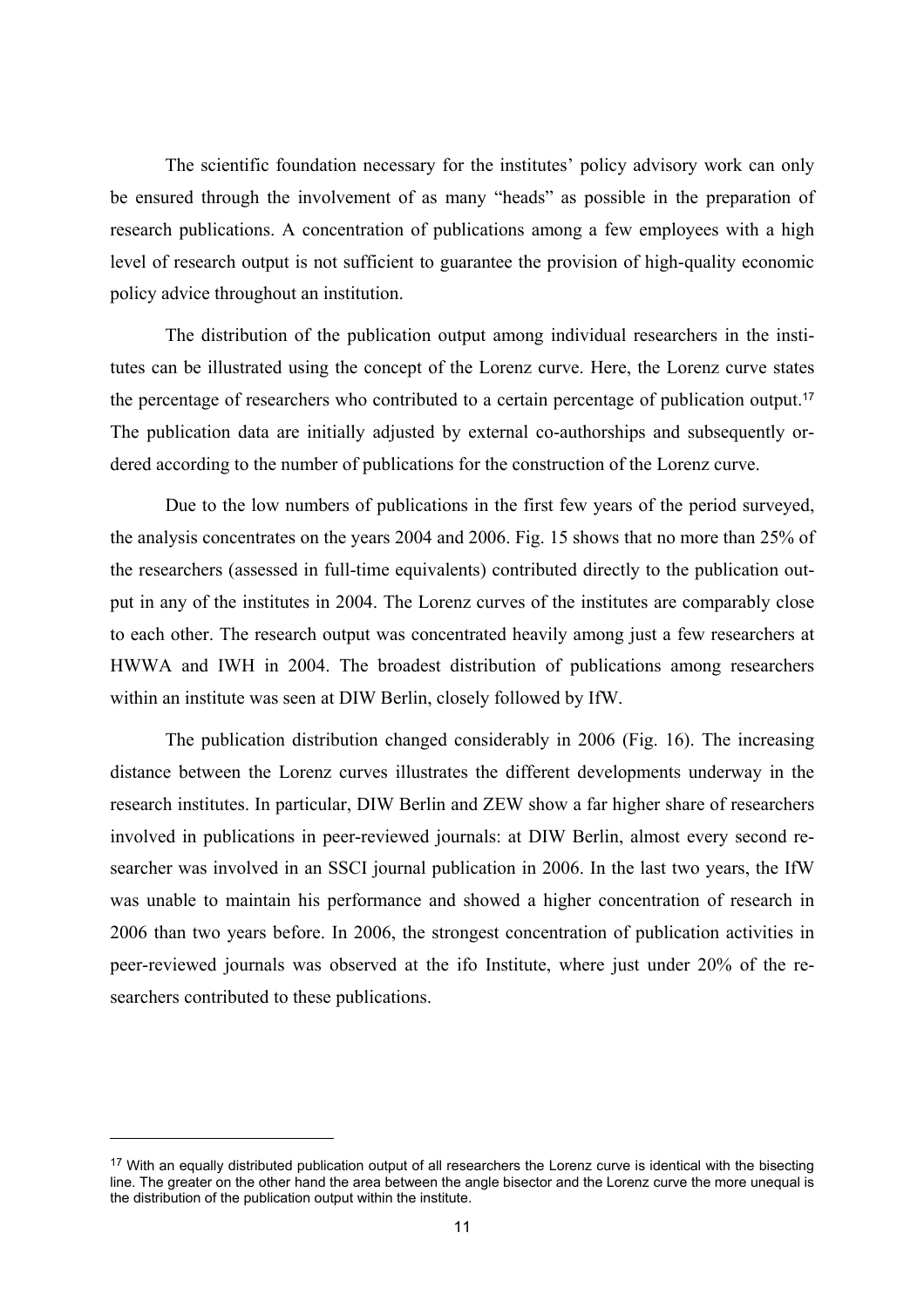The scientific foundation necessary for the institutes' policy advisory work can only be ensured through the involvement of as many "heads" as possible in the preparation of research publications. A concentration of publications among a few employees with a high level of research output is not sufficient to guarantee the provision of high-quality economic policy advice throughout an institution.

The distribution of the publication output among individual researchers in the institutes can be illustrated using the concept of the Lorenz curve. Here, the Lorenz curve states the percentage of researchers who contributed to a certain percentage of publication output.[17] The publication data are initially adjusted by external co-authorships and subsequently ordered according to the number of publications for the construction of the Lorenz curve.

Due to the low numbers of publications in the first few years of the period surveyed, the analysis concentrates on the years 2004 and 2006. Fig. 15 shows that no more than 25% of the researchers (assessed in full-time equivalents) contributed directly to the publication output in any of the institutes in 2004. The Lorenz curves of the institutes are comparably close to each other. The research output was concentrated heavily among just a few researchers at HWWA and IWH in 2004. The broadest distribution of publications among researchers within an institute was seen at DIW Berlin, closely followed by IfW.

The publication distribution changed considerably in 2006 (Fig. 16). The increasing distance between the Lorenz curves illustrates the different developments underway in the research institutes. In particular, DIW Berlin and ZEW show a far higher share of researchers involved in publications in peer-reviewed journals: at DIW Berlin, almost every second researcher was involved in an SSCI journal publication in 2006. In the last two years, the IfW was unable to maintain his performance and showed a higher concentration of research in 2006 than two years before. In 2006, the strongest concentration of publication activities in peer-reviewed journals was observed at the ifo Institute, where just under 20% of the researchers contributed to these publications.

---

[17] With an equally distributed publication output of all researchers the Lorenz curve is identical with the bisecting line. The greater on the other hand the area between the angle bisector and the Lorenz curve the more unequal is the distribution of the publication output within the institute.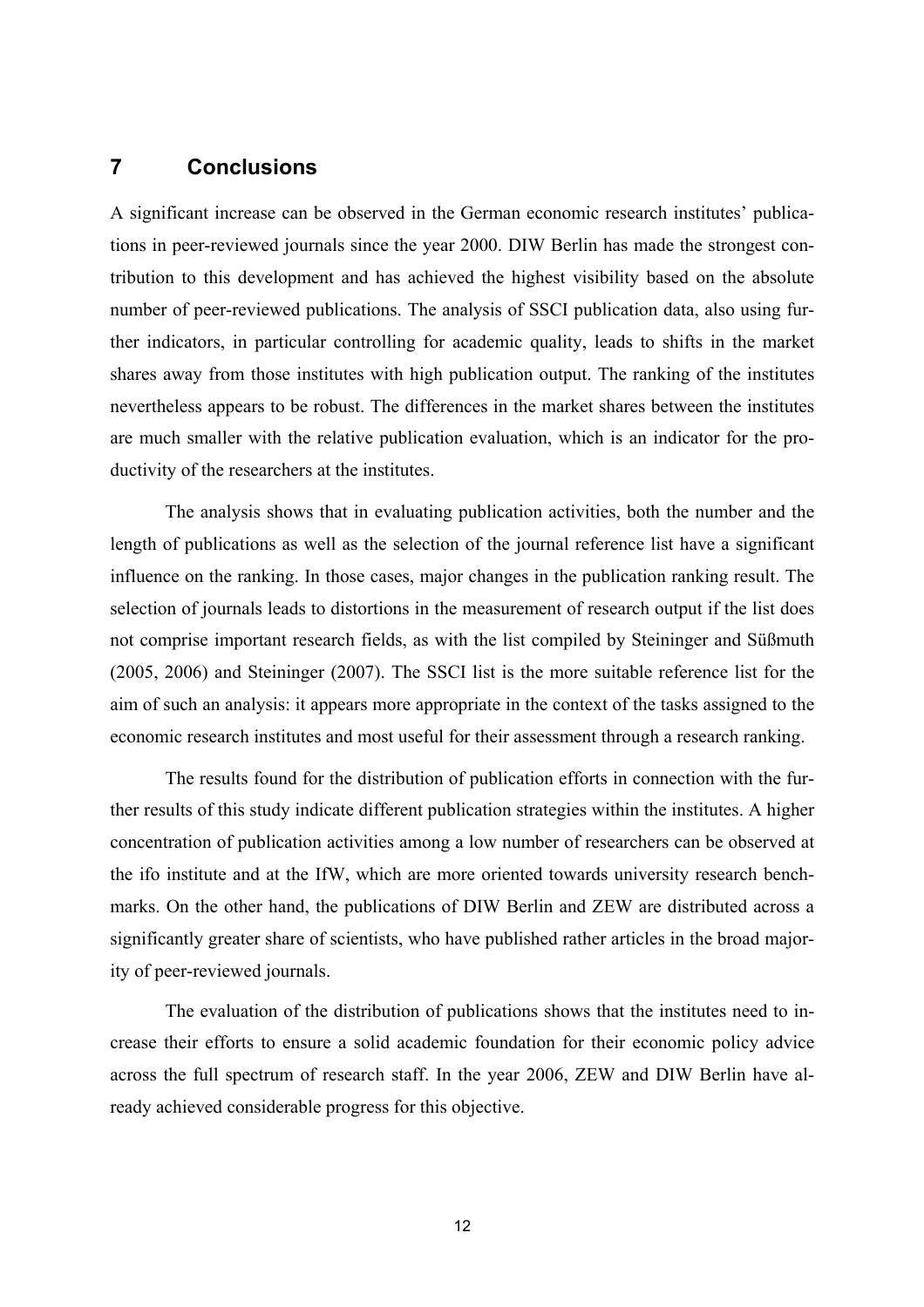# 7 Conclusions

A significant increase can be observed in the German economic research institutes' publications in peer-reviewed journals since the year 2000. DIW Berlin has made the strongest contribution to this development and has achieved the highest visibility based on the absolute number of peer-reviewed publications. The analysis of SSCI publication data, also using further indicators, in particular controlling for academic quality, leads to shifts in the market shares away from those institutes with high publication output. The ranking of the institutes nevertheless appears to be robust. The differences in the market shares between the institutes are much smaller with the relative publication evaluation, which is an indicator for the productivity of the researchers at the institutes.

The analysis shows that in evaluating publication activities, both the number and the length of publications as well as the selection of the journal reference list have a significant influence on the ranking. In those cases, major changes in the publication ranking result. The selection of journals leads to distortions in the measurement of research output if the list does not comprise important research fields, as with the list compiled by Steininger and Süßmuth (2005, 2006) and Steininger (2007). The SSCI list is the more suitable reference list for the aim of such an analysis: it appears more appropriate in the context of the tasks assigned to the economic research institutes and most useful for their assessment through a research ranking.

The results found for the distribution of publication efforts in connection with the further results of this study indicate different publication strategies within the institutes. A higher concentration of publication activities among a low number of researchers can be observed at the ifo institute and at the IfW, which are more oriented towards university research benchmarks. On the other hand, the publications of DIW Berlin and ZEW are distributed across a significantly greater share of scientists, who have published rather articles in the broad majority of peer-reviewed journals.

The evaluation of the distribution of publications shows that the institutes need to increase their efforts to ensure a solid academic foundation for their economic policy advice across the full spectrum of research staff. In the year 2006, ZEW and DIW Berlin have already achieved considerable progress for this objective.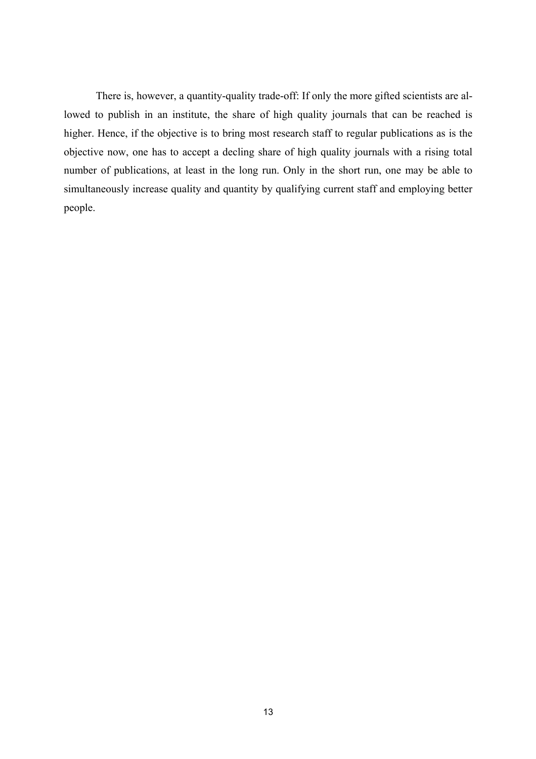There is, however, a quantity-quality trade-off: If only the more gifted scientists are allowed to publish in an institute, the share of high quality journals that can be reached is higher. Hence, if the objective is to bring most research staff to regular publications as is the objective now, one has to accept a decling share of high quality journals with a rising total number of publications, at least in the long run. Only in the short run, one may be able to simultaneously increase quality and quantity by qualifying current staff and employing better people.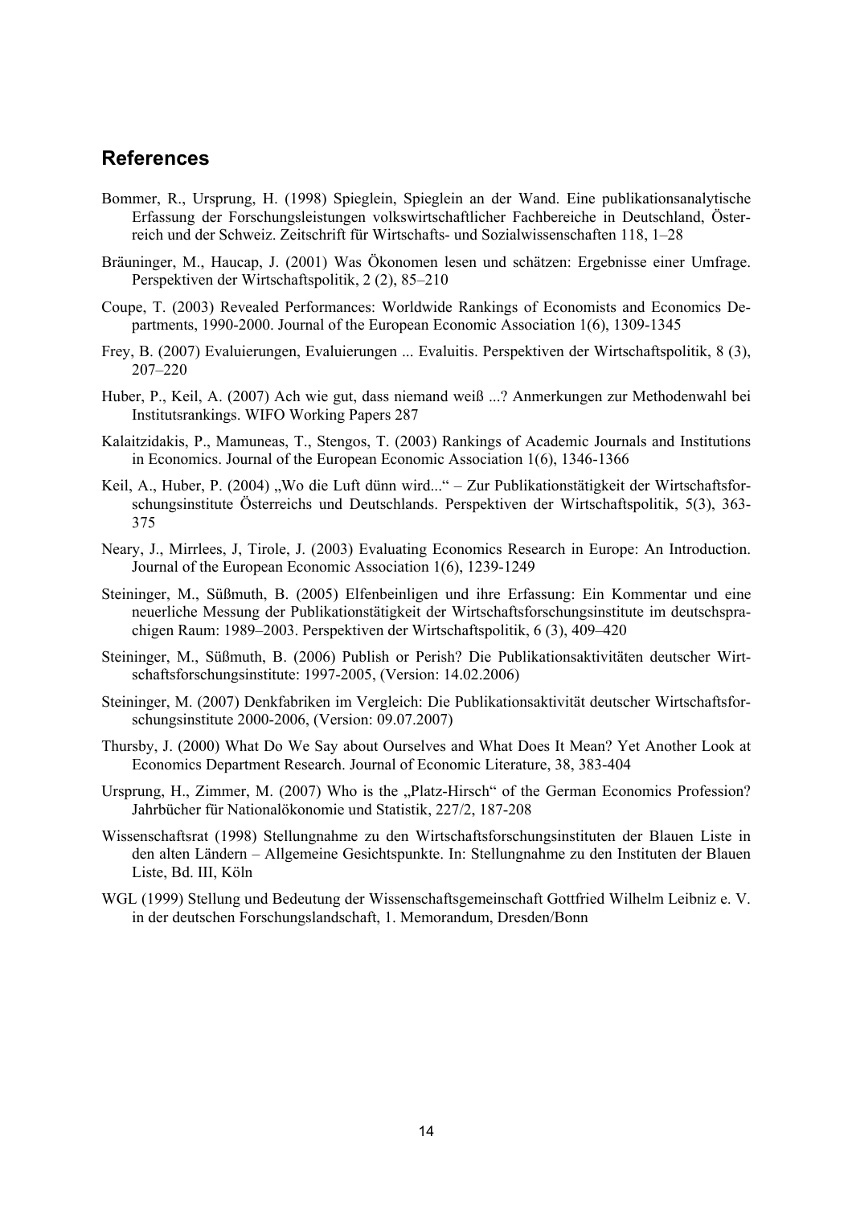## References

Bommer, R., Ursprung, H. (1998) Spieglein, Spieglein an der Wand. Eine publikationsanalytische Erfassung der Forschungsleistungen volkswirtschaftlicher Fachbereiche in Deutschland, Österreich und der Schweiz. Zeitschrift für Wirtschafts- und Sozialwissenschaften 118, 1–28

Bräuninger, M., Haucap, J. (2001) Was Ökonomen lesen und schätzen: Ergebnisse einer Umfrage. Perspektiven der Wirtschaftspolitik, 2 (2), 85–210

Coupe, T. (2003) Revealed Performances: Worldwide Rankings of Economists and Economics Departments, 1990-2000. Journal of the European Economic Association 1(6), 1309-1345

Frey, B. (2007) Evaluierungen, Evaluierungen ... Evaluitis. Perspektiven der Wirtschaftspolitik, 8 (3), 207–220

Huber, P., Keil, A. (2007) Ach wie gut, dass niemand weiß ...? Anmerkungen zur Methodenwahl bei Institutsrankings. WIFO Working Papers 287

Kalaitzidakis, P., Mamuneas, T., Stengos, T. (2003) Rankings of Academic Journals and Institutions in Economics. Journal of the European Economic Association 1(6), 1346-1366

Keil, A., Huber, P. (2004) „Wo die Luft dünn wird..." – Zur Publikationstätigkeit der Wirtschaftsforschungsinstitute Österreichs und Deutschlands. Perspektiven der Wirtschaftspolitik, 5(3), 363-375

Neary, J., Mirrlees, J, Tirole, J. (2003) Evaluating Economics Research in Europe: An Introduction. Journal of the European Economic Association 1(6), 1239-1249

Steininger, M., Süßmuth, B. (2005) Elfenbeinligen und ihre Erfassung: Ein Kommentar und eine neuerliche Messung der Publikationstätigkeit der Wirtschaftsforschungsinstitute im deutschsprachigen Raum: 1989–2003. Perspektiven der Wirtschaftspolitik, 6 (3), 409–420

Steininger, M., Süßmuth, B. (2006) Publish or Perish? Die Publikationsaktivitäten deutscher Wirtschaftsforschungsinstitute: 1997-2005, (Version: 14.02.2006)

Steininger, M. (2007) Denkfabriken im Vergleich: Die Publikationsaktivität deutscher Wirtschaftsforschungsinstitute 2000-2006, (Version: 09.07.2007)

Thursby, J. (2000) What Do We Say about Ourselves and What Does It Mean? Yet Another Look at Economics Department Research. Journal of Economic Literature, 38, 383-404

Ursprung, H., Zimmer, M. (2007) Who is the „Platz-Hirsch" of the German Economics Profession? Jahrbücher für Nationalökonomie und Statistik, 227/2, 187-208

Wissenschaftsrat (1998) Stellungnahme zu den Wirtschaftsforschungsinstituten der Blauen Liste in den alten Ländern – Allgemeine Gesichtspunkte. In: Stellungnahme zu den Instituten der Blauen Liste, Bd. III, Köln

WGL (1999) Stellung und Bedeutung der Wissenschaftsgemeinschaft Gottfried Wilhelm Leibniz e. V. in der deutschen Forschungslandschaft, 1. Memorandum, Dresden/Bonn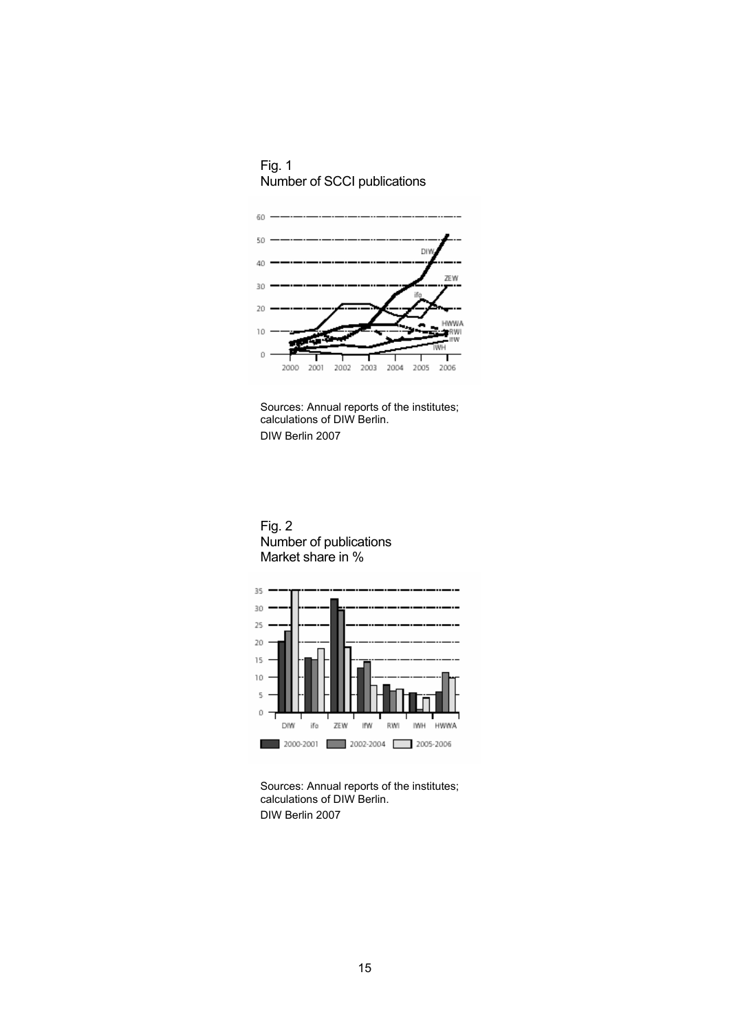Fig. 1
Number of SCCI publications

Sources: Annual reports of the institutes; calculations of DIW Berlin.
DIW Berlin 2007

Fig. 2
Number of publications
Market share in %

Sources: Annual reports of the institutes; calculations of DIW Berlin.
DIW Berlin 2007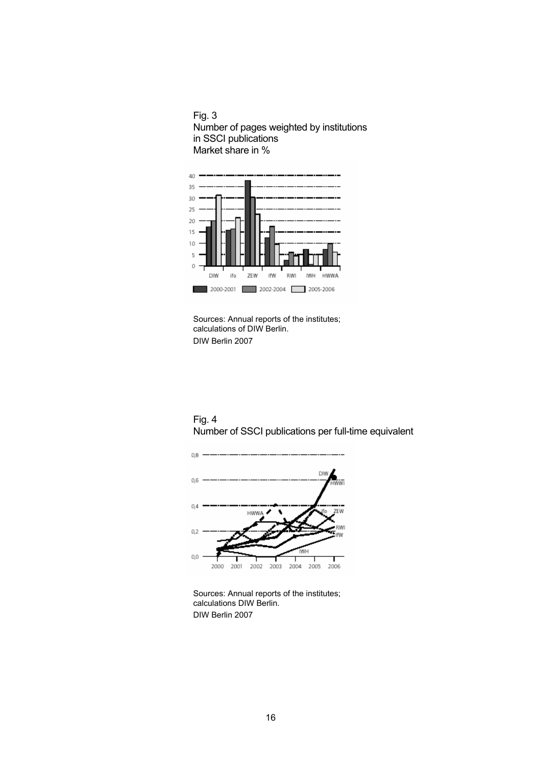Fig. 3
Number of pages weighted by institutions in SSCI publications
Market share in %

Sources: Annual reports of the institutes; calculations of DIW Berlin.
DIW Berlin 2007

Fig. 4
Number of SSCI publications per full-time equivalent

Sources: Annual reports of the institutes; calculations DIW Berlin.
DIW Berlin 2007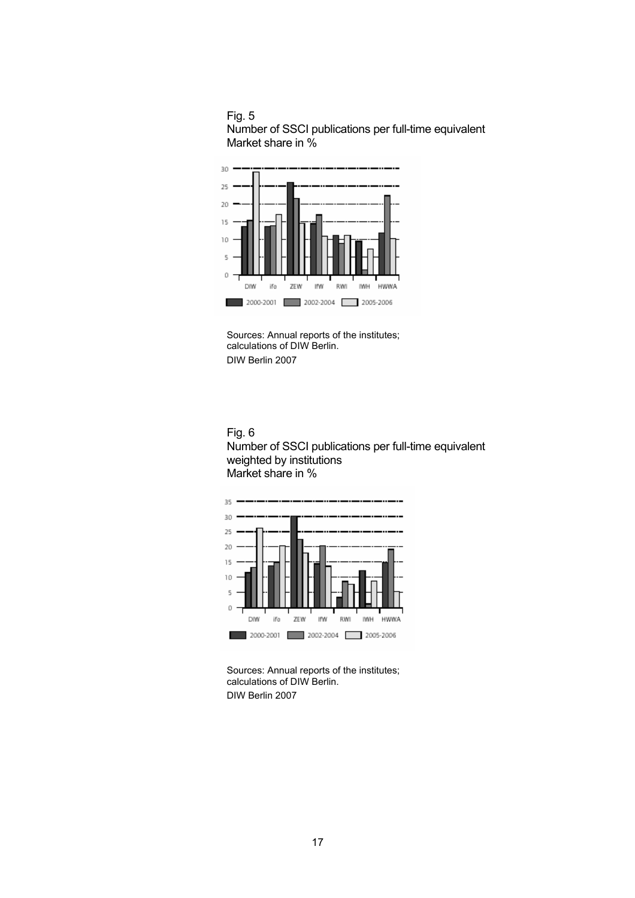Fig. 5
Number of SSCI publications per full-time equivalent
Market share in %

Sources: Annual reports of the institutes; calculations of DIW Berlin.
DIW Berlin 2007

Fig. 6
Number of SSCI publications per full-time equivalent weighted by institutions
Market share in %

Sources: Annual reports of the institutes; calculations of DIW Berlin.
DIW Berlin 2007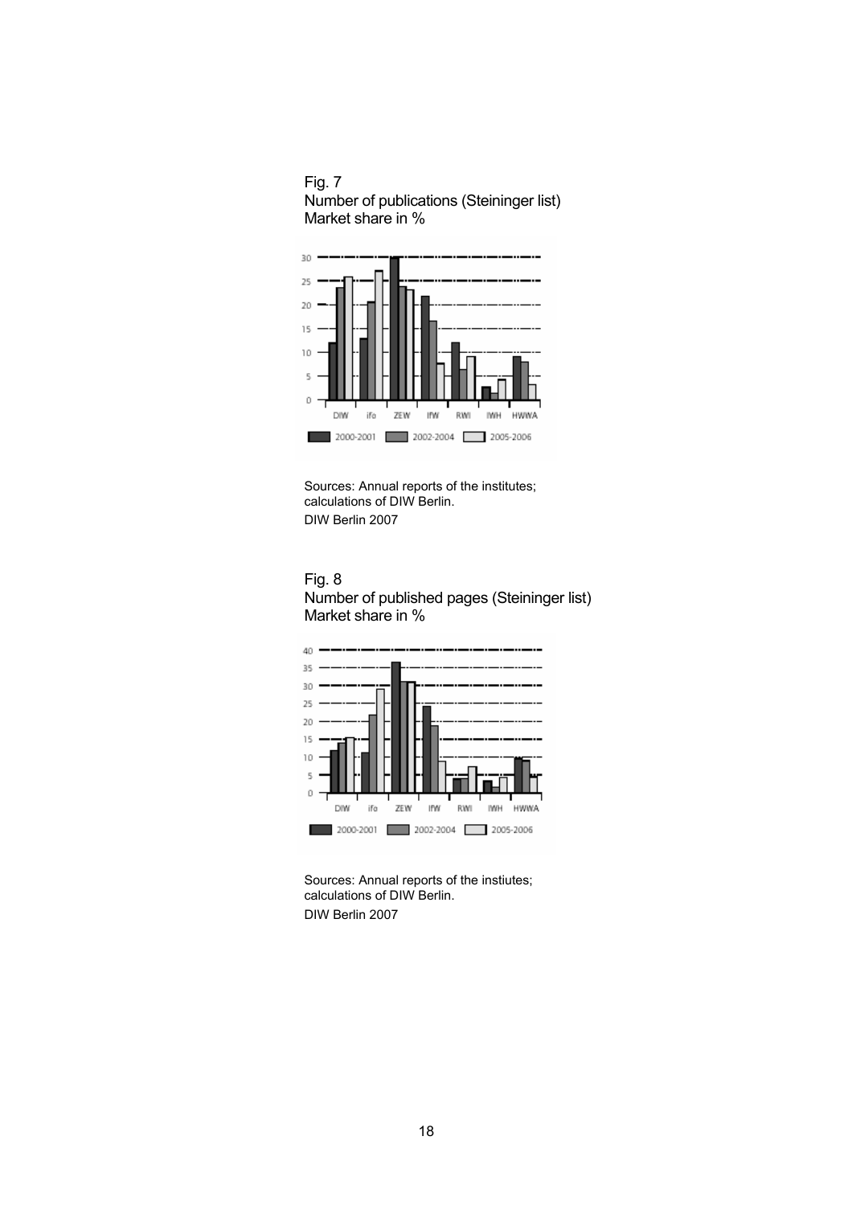Fig. 7
Number of publications (Steininger list)
Market share in %

Sources: Annual reports of the institutes; calculations of DIW Berlin.
DIW Berlin 2007

Fig. 8
Number of published pages (Steininger list)
Market share in %

Sources: Annual reports of the instiutes; calculations of DIW Berlin.
DIW Berlin 2007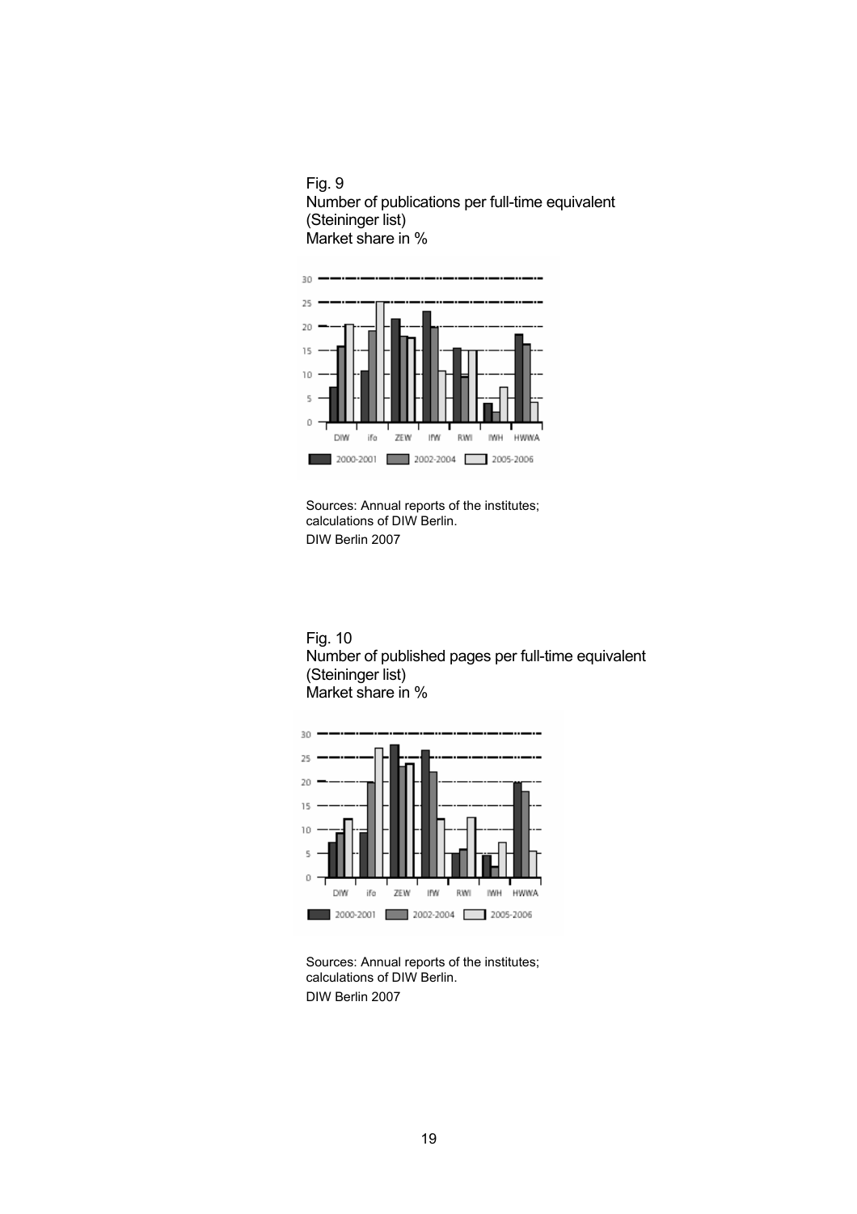Fig. 9
Number of publications per full-time equivalent
(Steininger list)
Market share in %

Sources: Annual reports of the institutes;
calculations of DIW Berlin.
DIW Berlin 2007

Fig. 10
Number of published pages per full-time equivalent
(Steininger list)
Market share in %

Sources: Annual reports of the institutes;
calculations of DIW Berlin.
DIW Berlin 2007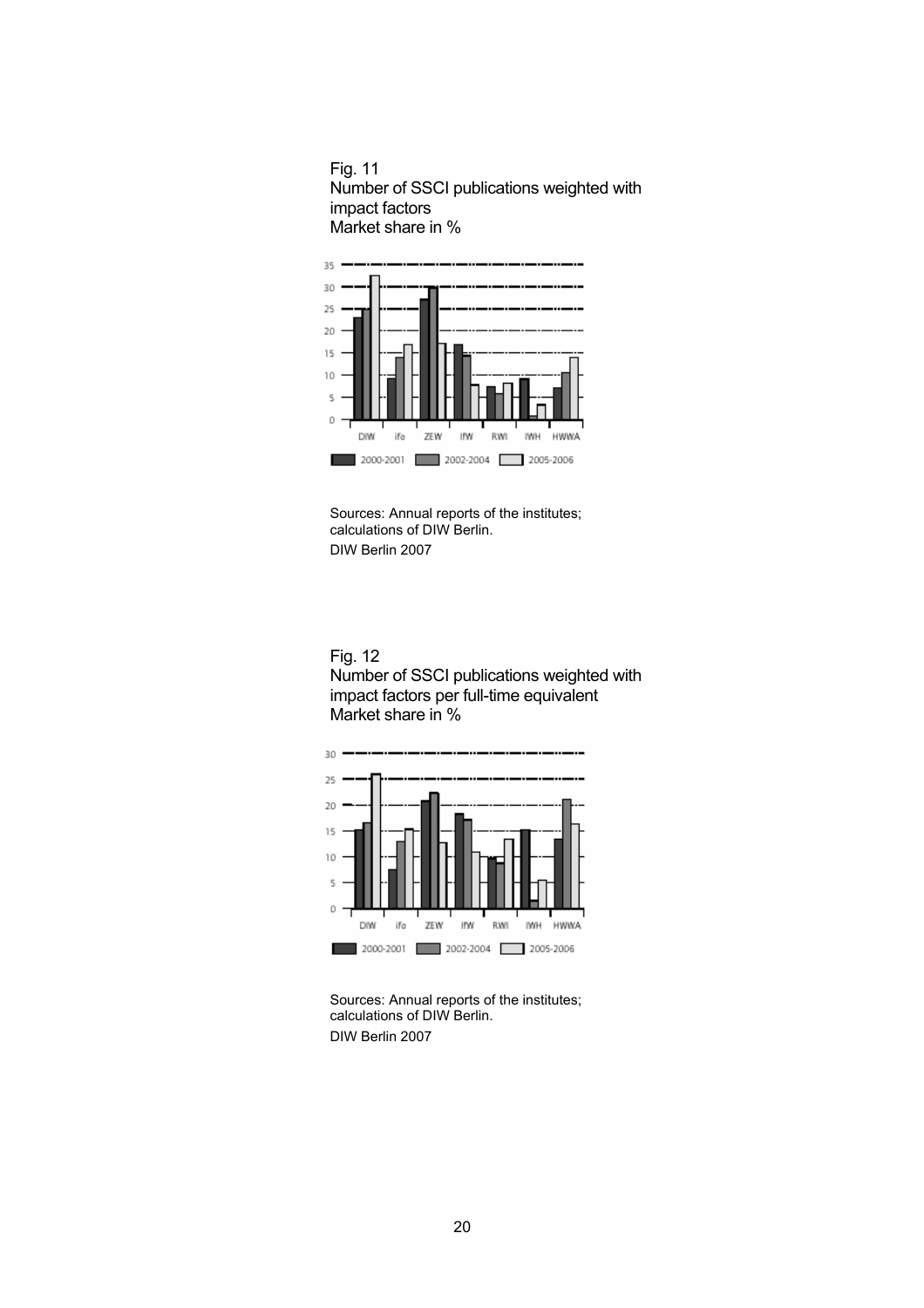Fig. 11
Number of SSCI publications weighted with impact factors
Market share in %

Sources: Annual reports of the institutes; calculations of DIW Berlin.
DIW Berlin 2007

Fig. 12
Number of SSCI publications weighted with impact factors per full-time equivalent
Market share in %

Sources: Annual reports of the institutes; calculations of DIW Berlin.
DIW Berlin 2007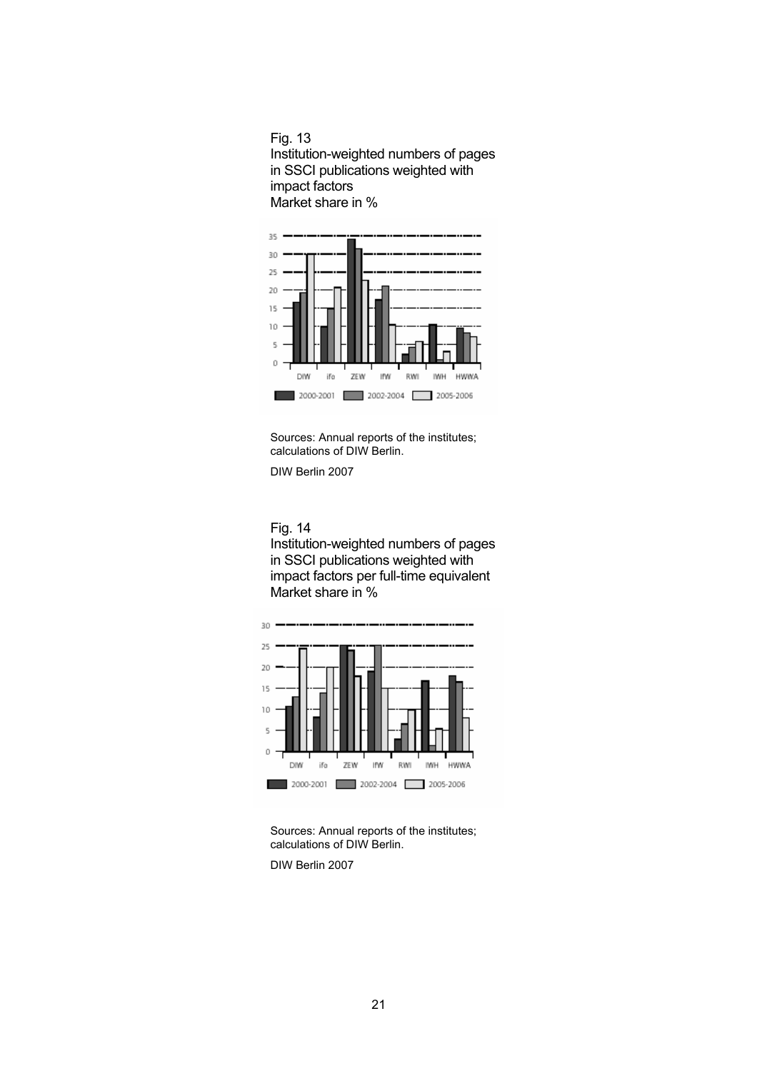Fig. 13
Institution-weighted numbers of pages in SSCI publications weighted with impact factors
Market share in %

Sources: Annual reports of the institutes; calculations of DIW Berlin.

DIW Berlin 2007

Fig. 14
Institution-weighted numbers of pages in SSCI publications weighted with impact factors per full-time equivalent
Market share in %

Sources: Annual reports of the institutes; calculations of DIW Berlin.

DIW Berlin 2007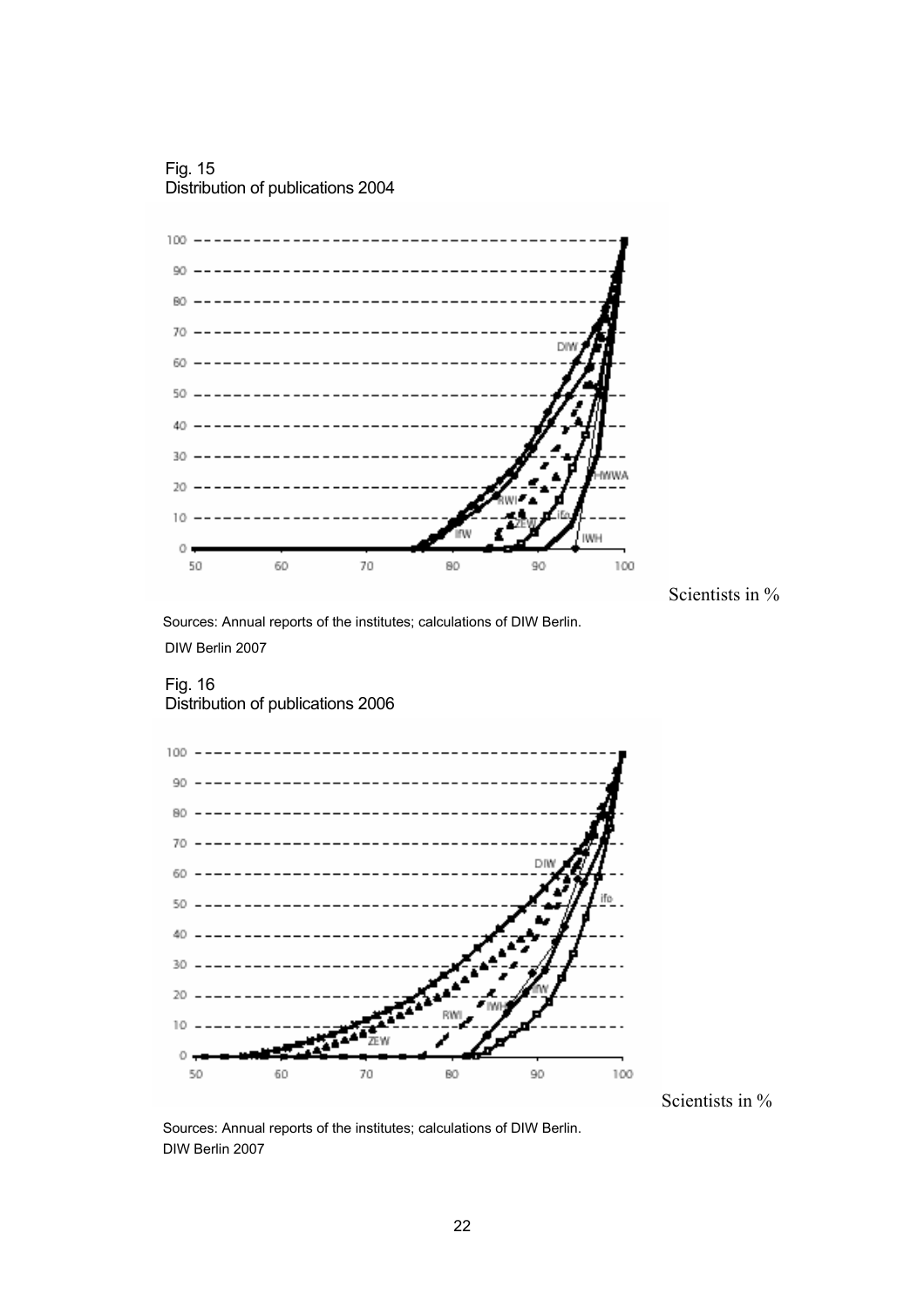Fig. 15
Distribution of publications 2004

100
90
80
70
60
50
40
30
20
10
0
50
60
70
80
90
100

DIW
HWWA
RWI
ZEW
ifo
IfW
IWH

Scientists in %

Sources: Annual reports of the institutes; calculations of DIW Berlin.

DIW Berlin 2007

Fig. 16
Distribution of publications 2006

100
90
80
70
60
50
40
30
20
10
0
50
60
70
80
90
100

DIW
ifo
IfW
IWH
RWI
ZEW

Scientists in %

Sources: Annual reports of the institutes; calculations of DIW Berlin.

DIW Berlin 2007